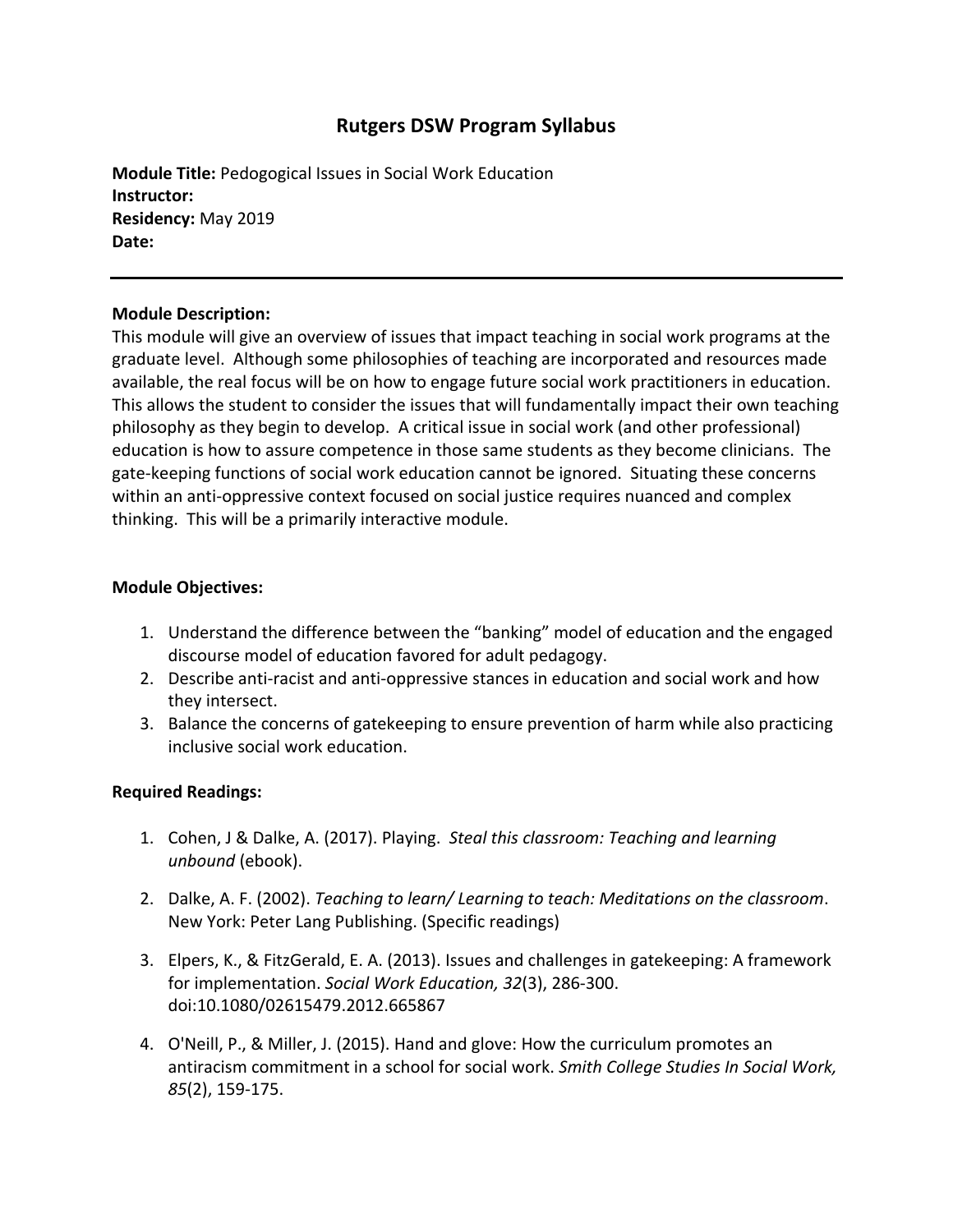# Rutgers DSW Program Syllabus

**Module Title:** Pedogogical Issues in Social Work Education
**Instructor:**
**Residency:** May 2019
**Date:**

---

**Module Description:**
This module will give an overview of issues that impact teaching in social work programs at the graduate level. Although some philosophies of teaching are incorporated and resources made available, the real focus will be on how to engage future social work practitioners in education. This allows the student to consider the issues that will fundamentally impact their own teaching philosophy as they begin to develop. A critical issue in social work (and other professional) education is how to assure competence in those same students as they become clinicians. The gate-keeping functions of social work education cannot be ignored. Situating these concerns within an anti-oppressive context focused on social justice requires nuanced and complex thinking. This will be a primarily interactive module.

**Module Objectives:**

1. Understand the difference between the "banking" model of education and the engaged discourse model of education favored for adult pedagogy.
2. Describe anti-racist and anti-oppressive stances in education and social work and how they intersect.
3. Balance the concerns of gatekeeping to ensure prevention of harm while also practicing inclusive social work education.

**Required Readings:**

1. Cohen, J & Dalke, A. (2017). Playing. *Steal this classroom: Teaching and learning unbound* (ebook).

2. Dalke, A. F. (2002). *Teaching to learn/ Learning to teach: Meditations on the classroom*. New York: Peter Lang Publishing. (Specific readings)

3. Elpers, K., & FitzGerald, E. A. (2013). Issues and challenges in gatekeeping: A framework for implementation. *Social Work Education, 32*(3), 286-300. doi:10.1080/02615479.2012.665867

4. O'Neill, P., & Miller, J. (2015). Hand and glove: How the curriculum promotes an antiracism commitment in a school for social work. *Smith College Studies In Social Work, 85*(2), 159-175.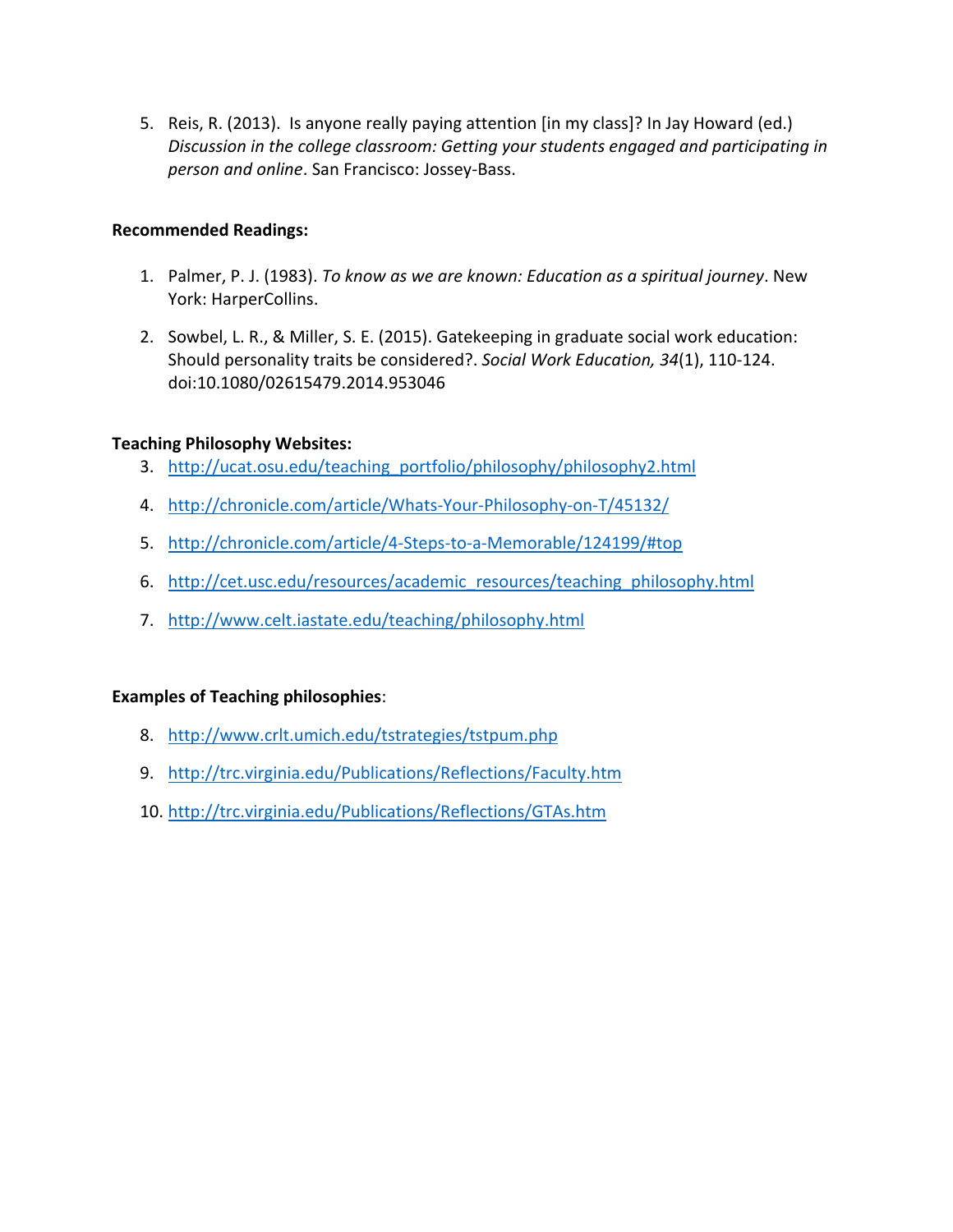5. Reis, R. (2013). Is anyone really paying attention [in my class]? In Jay Howard (ed.) *Discussion in the college classroom: Getting your students engaged and participating in person and online*. San Francisco: Jossey-Bass.

**Recommended Readings:**

1. Palmer, P. J. (1983). *To know as we are known: Education as a spiritual journey*. New York: HarperCollins.
2. Sowbel, L. R., & Miller, S. E. (2015). Gatekeeping in graduate social work education: Should personality traits be considered?. *Social Work Education, 34*(1), 110-124. doi:10.1080/02615479.2014.953046

**Teaching Philosophy Websites:**

3. http://ucat.osu.edu/teaching_portfolio/philosophy/philosophy2.html
4. http://chronicle.com/article/Whats-Your-Philosophy-on-T/45132/
5. http://chronicle.com/article/4-Steps-to-a-Memorable/124199/#top
6. http://cet.usc.edu/resources/academic_resources/teaching_philosophy.html
7. http://www.celt.iastate.edu/teaching/philosophy.html

**Examples of Teaching philosophies**:

8. http://www.crlt.umich.edu/tstrategies/tstpum.php
9. http://trc.virginia.edu/Publications/Reflections/Faculty.htm
10. http://trc.virginia.edu/Publications/Reflections/GTAs.htm